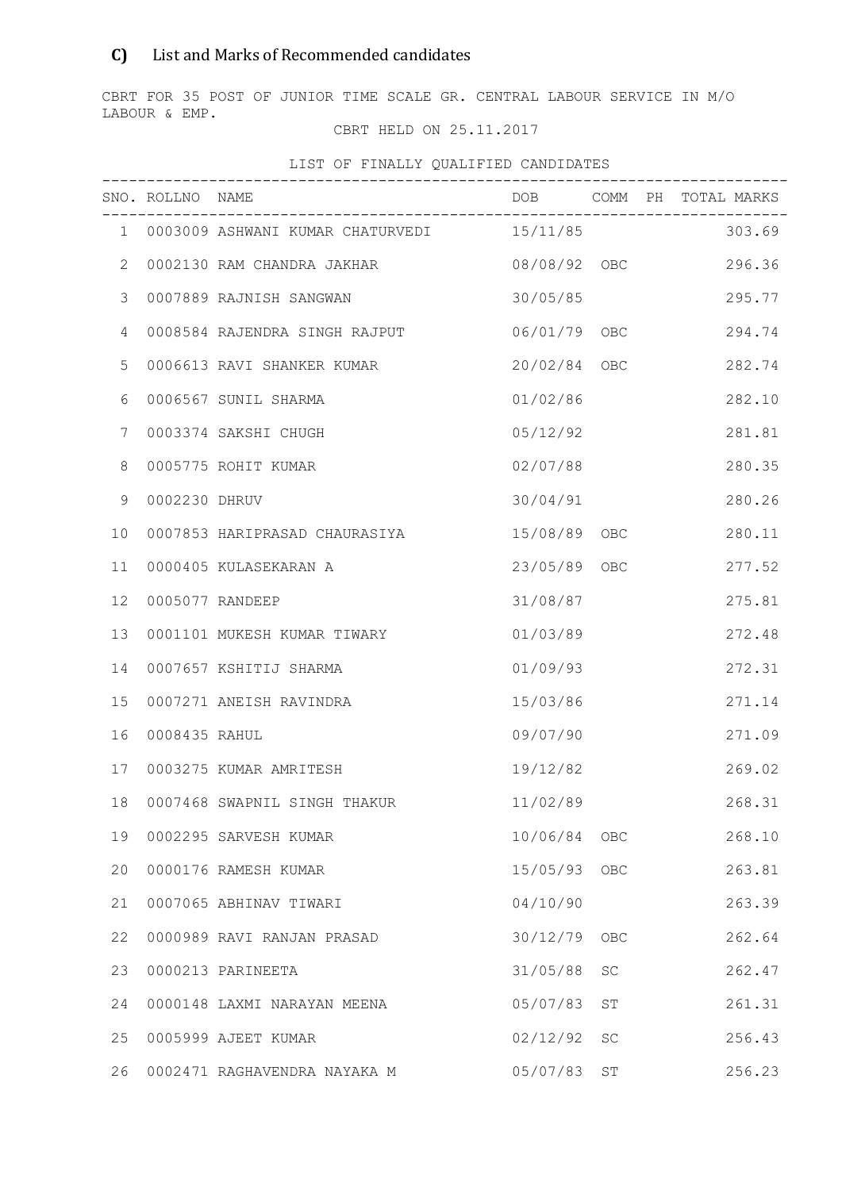## C) List and Marks of Recommended candidates

CBRT FOR 35 POST OF JUNIOR TIME SCALE GR. CENTRAL LABOUR SERVICE IN M/O LABOUR & EMP.

CBRT HELD ON 25.11.2017

LIST OF FINALLY QUALIFIED CANDIDATES

| SNO. | ROLLNO | NAME | DOB | COMM | PH | TOTAL MARKS |
|---|---|---|---|---|---|---|
| 1 | 0003009 | ASHWANI KUMAR CHATURVEDI | 15/11/85 | | | 303.69 |
| 2 | 0002130 | RAM CHANDRA JAKHAR | 08/08/92 | OBC | | 296.36 |
| 3 | 0007889 | RAJNISH SANGWAN | 30/05/85 | | | 295.77 |
| 4 | 0008584 | RAJENDRA SINGH RAJPUT | 06/01/79 | OBC | | 294.74 |
| 5 | 0006613 | RAVI SHANKER KUMAR | 20/02/84 | OBC | | 282.74 |
| 6 | 0006567 | SUNIL SHARMA | 01/02/86 | | | 282.10 |
| 7 | 0003374 | SAKSHI CHUGH | 05/12/92 | | | 281.81 |
| 8 | 0005775 | ROHIT KUMAR | 02/07/88 | | | 280.35 |
| 9 | 0002230 | DHRUV | 30/04/91 | | | 280.26 |
| 10 | 0007853 | HARIPRASAD CHAURASIYA | 15/08/89 | OBC | | 280.11 |
| 11 | 0000405 | KULASEKARAN A | 23/05/89 | OBC | | 277.52 |
| 12 | 0005077 | RANDEEP | 31/08/87 | | | 275.81 |
| 13 | 0001101 | MUKESH KUMAR TIWARY | 01/03/89 | | | 272.48 |
| 14 | 0007657 | KSHITIJ SHARMA | 01/09/93 | | | 272.31 |
| 15 | 0007271 | ANEISH RAVINDRA | 15/03/86 | | | 271.14 |
| 16 | 0008435 | RAHUL | 09/07/90 | | | 271.09 |
| 17 | 0003275 | KUMAR AMRITESH | 19/12/82 | | | 269.02 |
| 18 | 0007468 | SWAPNIL SINGH THAKUR | 11/02/89 | | | 268.31 |
| 19 | 0002295 | SARVESH KUMAR | 10/06/84 | OBC | | 268.10 |
| 20 | 0000176 | RAMESH KUMAR | 15/05/93 | OBC | | 263.81 |
| 21 | 0007065 | ABHINAV TIWARI | 04/10/90 | | | 263.39 |
| 22 | 0000989 | RAVI RANJAN PRASAD | 30/12/79 | OBC | | 262.64 |
| 23 | 0000213 | PARINEETA | 31/05/88 | SC | | 262.47 |
| 24 | 0000148 | LAXMI NARAYAN MEENA | 05/07/83 | ST | | 261.31 |
| 25 | 0005999 | AJEET KUMAR | 02/12/92 | SC | | 256.43 |
| 26 | 0002471 | RAGHAVENDRA NAYAKA M | 05/07/83 | ST | | 256.23 |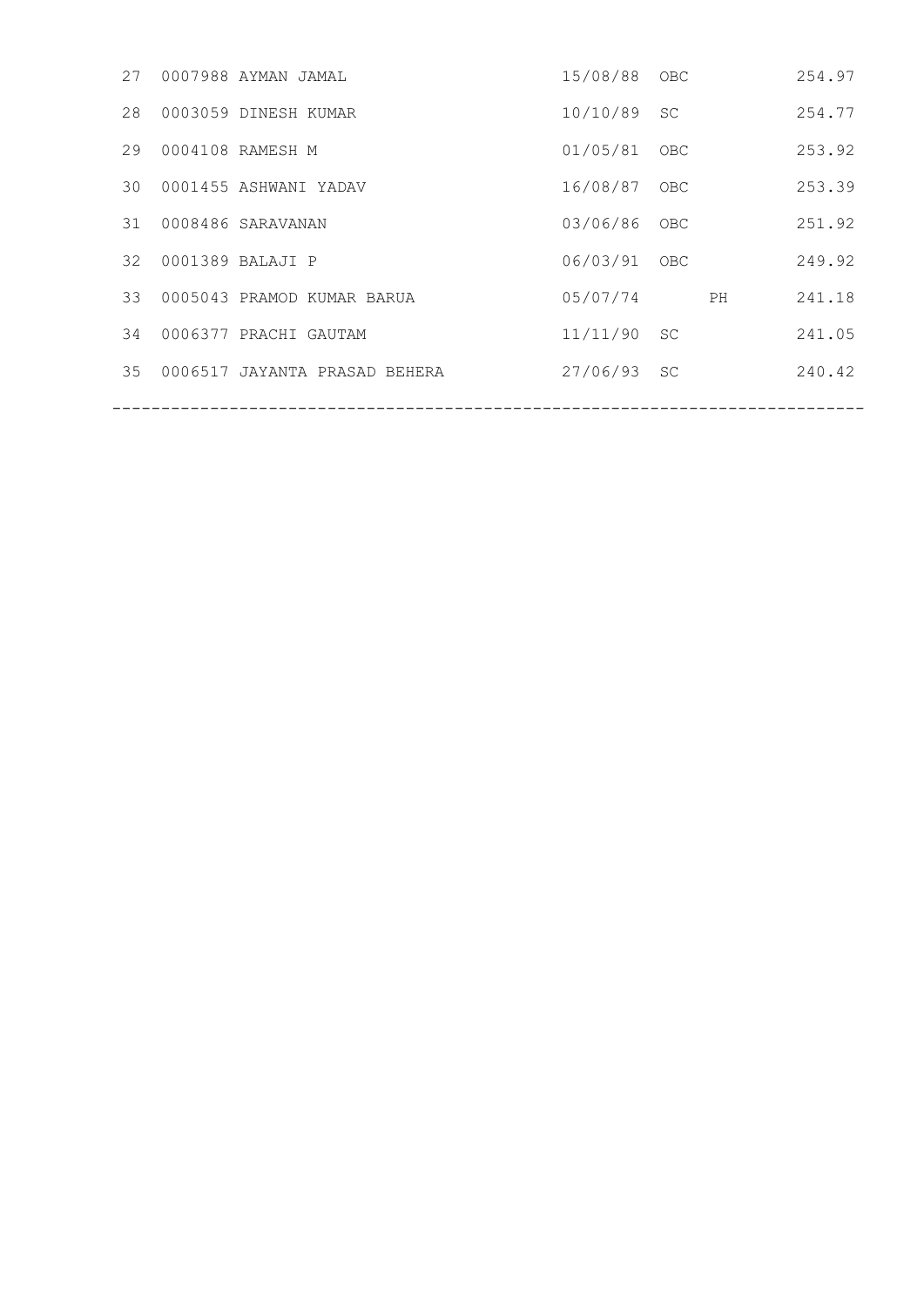| | | | | | | |
|---|---|---|---|---|---|---|
| 27 | 0007988 | AYMAN JAMAL | 15/08/88 | OBC | | 254.97 |
| 28 | 0003059 | DINESH KUMAR | 10/10/89 | SC | | 254.77 |
| 29 | 0004108 | RAMESH M | 01/05/81 | OBC | | 253.92 |
| 30 | 0001455 | ASHWANI YADAV | 16/08/87 | OBC | | 253.39 |
| 31 | 0008486 | SARAVANAN | 03/06/86 | OBC | | 251.92 |
| 32 | 0001389 | BALAJI P | 06/03/91 | OBC | | 249.92 |
| 33 | 0005043 | PRAMOD KUMAR BARUA | 05/07/74 | | PH | 241.18 |
| 34 | 0006377 | PRACHI GAUTAM | 11/11/90 | SC | | 241.05 |
| 35 | 0006517 | JAYANTA PRASAD BEHERA | 27/06/93 | SC | | 240.42 |